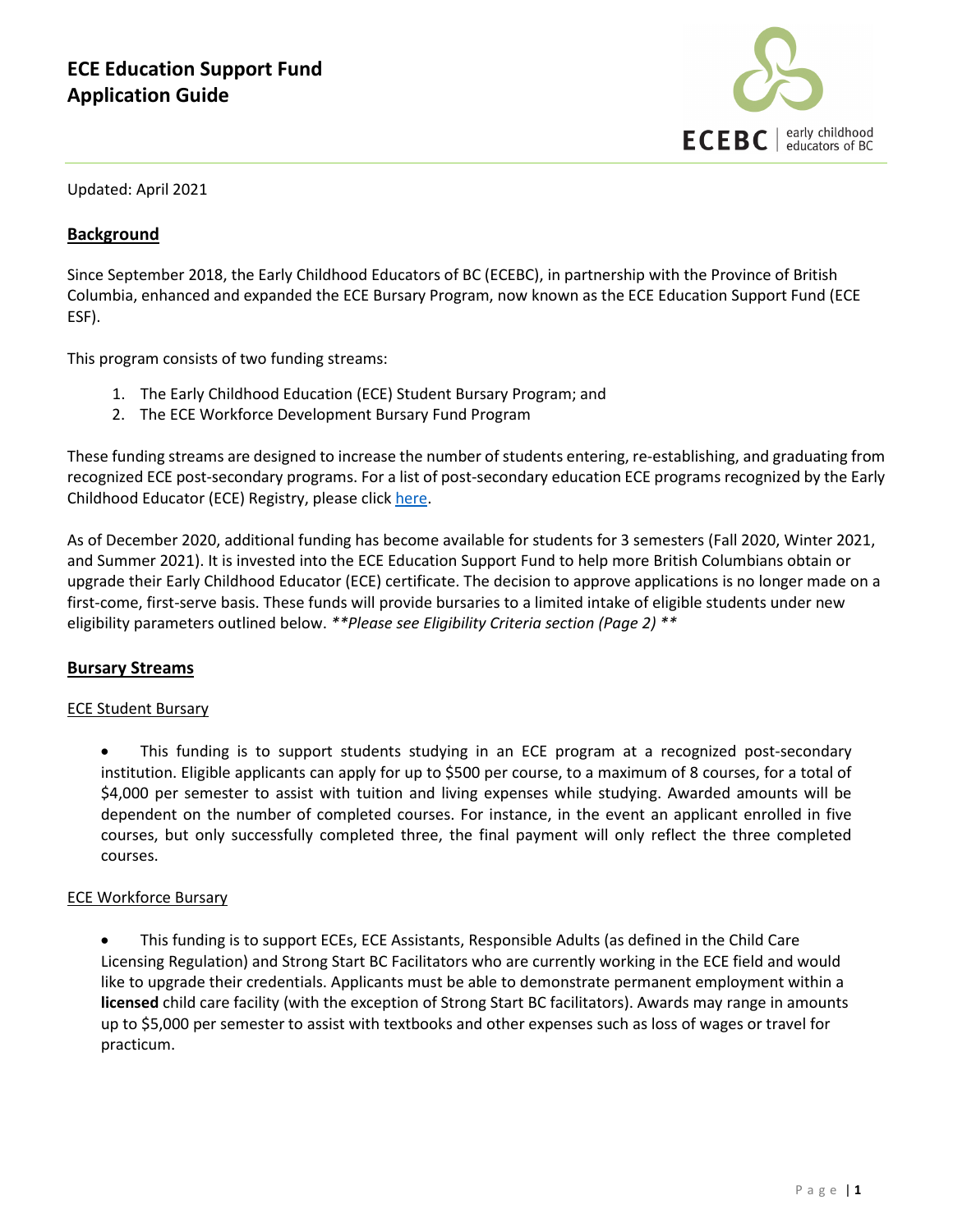# ECE Education Support Fund
# Application Guide

Updated: April 2021

## Background

Since September 2018, the Early Childhood Educators of BC (ECEBC), in partnership with the Province of British Columbia, enhanced and expanded the ECE Bursary Program, now known as the ECE Education Support Fund (ECE ESF).

This program consists of two funding streams:

1. The Early Childhood Education (ECE) Student Bursary Program; and
2. The ECE Workforce Development Bursary Fund Program

These funding streams are designed to increase the number of students entering, re-establishing, and graduating from recognized ECE post-secondary programs. For a list of post-secondary education ECE programs recognized by the Early Childhood Educator (ECE) Registry, please click here.

As of December 2020, additional funding has become available for students for 3 semesters (Fall 2020, Winter 2021, and Summer 2021). It is invested into the ECE Education Support Fund to help more British Columbians obtain or upgrade their Early Childhood Educator (ECE) certificate. The decision to approve applications is no longer made on a first-come, first-serve basis. These funds will provide bursaries to a limited intake of eligible students under new eligibility parameters outlined below. ***\*Please see Eligibility Criteria section (Page 2) \****

## Bursary Streams

### ECE Student Bursary

- This funding is to support students studying in an ECE program at a recognized post-secondary institution. Eligible applicants can apply for up to $500 per course, to a maximum of 8 courses, for a total of $4,000 per semester to assist with tuition and living expenses while studying. Awarded amounts will be dependent on the number of completed courses. For instance, in the event an applicant enrolled in five courses, but only successfully completed three, the final payment will only reflect the three completed courses.

### ECE Workforce Bursary

- This funding is to support ECEs, ECE Assistants, Responsible Adults (as defined in the Child Care Licensing Regulation) and Strong Start BC Facilitators who are currently working in the ECE field and would like to upgrade their credentials. Applicants must be able to demonstrate permanent employment within a **licensed** child care facility (with the exception of Strong Start BC facilitators). Awards may range in amounts up to $5,000 per semester to assist with textbooks and other expenses such as loss of wages or travel for practicum.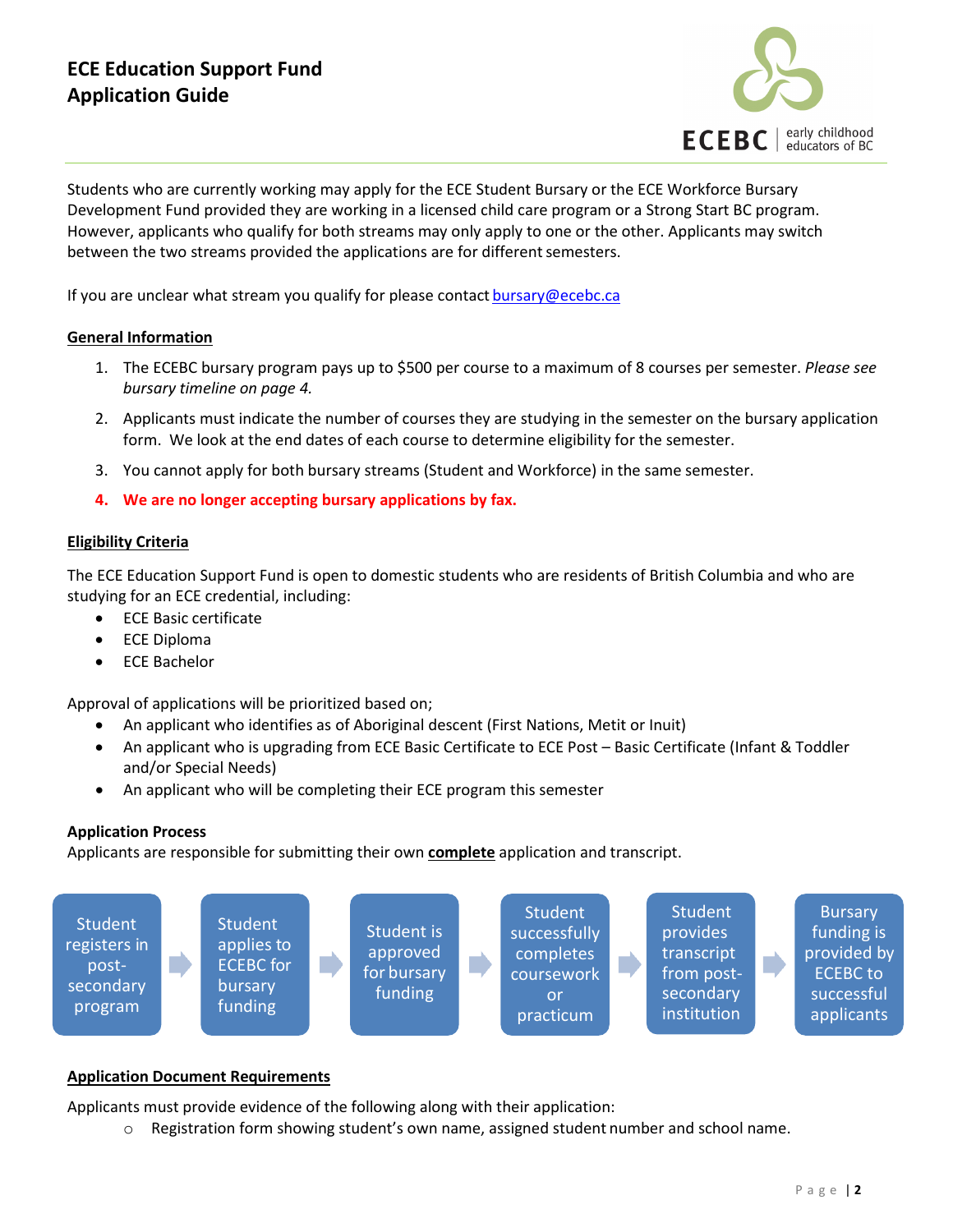# ECE Education Support Fund
# Application Guide

Students who are currently working may apply for the ECE Student Bursary or the ECE Workforce Bursary Development Fund provided they are working in a licensed child care program or a Strong Start BC program. However, applicants who qualify for both streams may only apply to one or the other. Applicants may switch between the two streams provided the applications are for different semesters.

If you are unclear what stream you qualify for please contact bursary@ecebc.ca

## General Information

1. The ECEBC bursary program pays up to $500 per course to a maximum of 8 courses per semester. *Please see bursary timeline on page 4.*
2. Applicants must indicate the number of courses they are studying in the semester on the bursary application form. We look at the end dates of each course to determine eligibility for the semester.
3. You cannot apply for both bursary streams (Student and Workforce) in the same semester.
4. **We are no longer accepting bursary applications by fax.**

## Eligibility Criteria

The ECE Education Support Fund is open to domestic students who are residents of British Columbia and who are studying for an ECE credential, including:

- ECE Basic certificate
- ECE Diploma
- ECE Bachelor

Approval of applications will be prioritized based on;

- An applicant who identifies as of Aboriginal descent (First Nations, Metit or Inuit)
- An applicant who is upgrading from ECE Basic Certificate to ECE Post – Basic Certificate (Infant & Toddler and/or Special Needs)
- An applicant who will be completing their ECE program this semester

### Application Process

Applicants are responsible for submitting their own **complete** application and transcript.

Student registers in post-secondary program → Student applies to ECEBC for bursary funding → Student is approved for bursary funding → Student successfully completes coursework or practicum → Student provides transcript from post-secondary institution → Bursary funding is provided by ECEBC to successful applicants

## Application Document Requirements

Applicants must provide evidence of the following along with their application:

- Registration form showing student's own name, assigned student number and school name.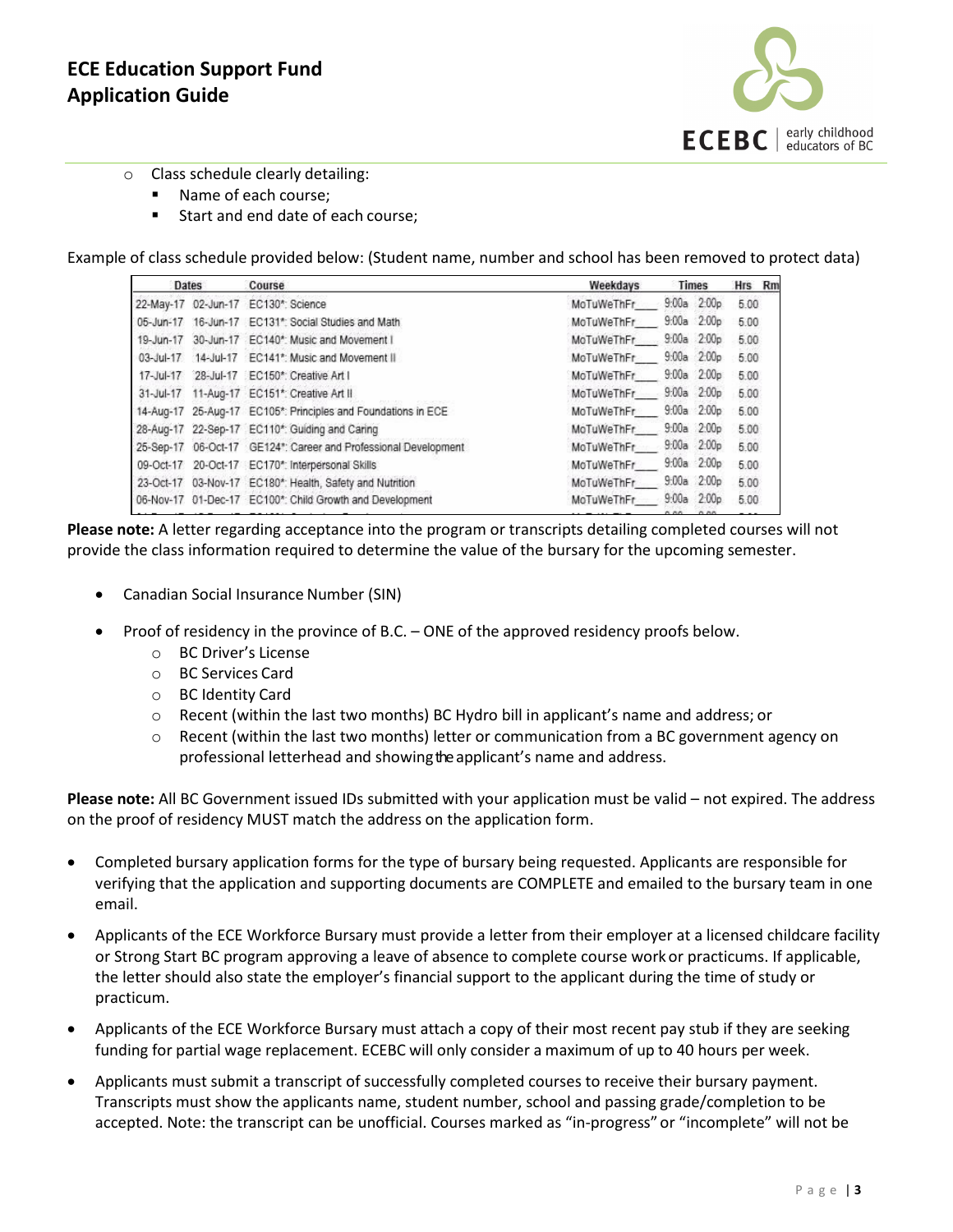- Class schedule clearly detailing:
  - Name of each course;
  - Start and end date of each course;

Example of class schedule provided below: (Student name, number and school has been removed to protect data)

| Dates | | Course | Weekdays | Times | | Hrs | Rm |
|---|---|---|---|---|---|---|---|
| 22-May-17 | 02-Jun-17 | EC130*: Science | MoTuWeThFr___ | 9:00a | 2:00p | 5.00 | |
| 05-Jun-17 | 16-Jun-17 | EC131*: Social Studies and Math | MoTuWeThFr___ | 9:00a | 2:00p | 5.00 | |
| 19-Jun-17 | 30-Jun-17 | EC140*: Music and Movement I | MoTuWeThFr___ | 9:00a | 2:00p | 5.00 | |
| 03-Jul-17 | 14-Jul-17 | EC141*: Music and Movement II | MoTuWeThFr___ | 9:00a | 2:00p | 5.00 | |
| 17-Jul-17 | 28-Jul-17 | EC150*: Creative Art I | MoTuWeThFr___ | 9:00a | 2:00p | 5.00 | |
| 31-Jul-17 | 11-Aug-17 | EC151*: Creative Art II | MoTuWeThFr___ | 9:00a | 2:00p | 5.00 | |
| 14-Aug-17 | 25-Aug-17 | EC105*: Principles and Foundations in ECE | MoTuWeThFr___ | 9:00a | 2:00p | 5.00 | |
| 28-Aug-17 | 22-Sep-17 | EC110*: Guiding and Caring | MoTuWeThFr___ | 9:00a | 2:00p | 5.00 | |
| 25-Sep-17 | 06-Oct-17 | GE124*: Career and Professional Development | MoTuWeThFr___ | 9:00a | 2:00p | 5.00 | |
| 09-Oct-17 | 20-Oct-17 | EC170*: Interpersonal Skills | MoTuWeThFr___ | 9:00a | 2:00p | 5.00 | |
| 23-Oct-17 | 03-Nov-17 | EC180*: Health, Safety and Nutrition | MoTuWeThFr___ | 9:00a | 2:00p | 5.00 | |
| 06-Nov-17 | 01-Dec-17 | EC100*: Child Growth and Development | MoTuWeThFr___ | 9:00a | 2:00p | 5.00 | |

**Please note:** A letter regarding acceptance into the program or transcripts detailing completed courses will not provide the class information required to determine the value of the bursary for the upcoming semester.

- Canadian Social Insurance Number (SIN)
- Proof of residency in the province of B.C. – ONE of the approved residency proofs below.
  - BC Driver's License
  - BC Services Card
  - BC Identity Card
  - Recent (within the last two months) BC Hydro bill in applicant's name and address; or
  - Recent (within the last two months) letter or communication from a BC government agency on professional letterhead and showing the applicant's name and address.

**Please note:** All BC Government issued IDs submitted with your application must be valid – not expired. The address on the proof of residency MUST match the address on the application form.

- Completed bursary application forms for the type of bursary being requested. Applicants are responsible for verifying that the application and supporting documents are COMPLETE and emailed to the bursary team in one email.
- Applicants of the ECE Workforce Bursary must provide a letter from their employer at a licensed childcare facility or Strong Start BC program approving a leave of absence to complete course work or practicums. If applicable, the letter should also state the employer's financial support to the applicant during the time of study or practicum.
- Applicants of the ECE Workforce Bursary must attach a copy of their most recent pay stub if they are seeking funding for partial wage replacement. ECEBC will only consider a maximum of up to 40 hours per week.
- Applicants must submit a transcript of successfully completed courses to receive their bursary payment. Transcripts must show the applicants name, student number, school and passing grade/completion to be accepted. Note: the transcript can be unofficial. Courses marked as "in-progress" or "incomplete" will not be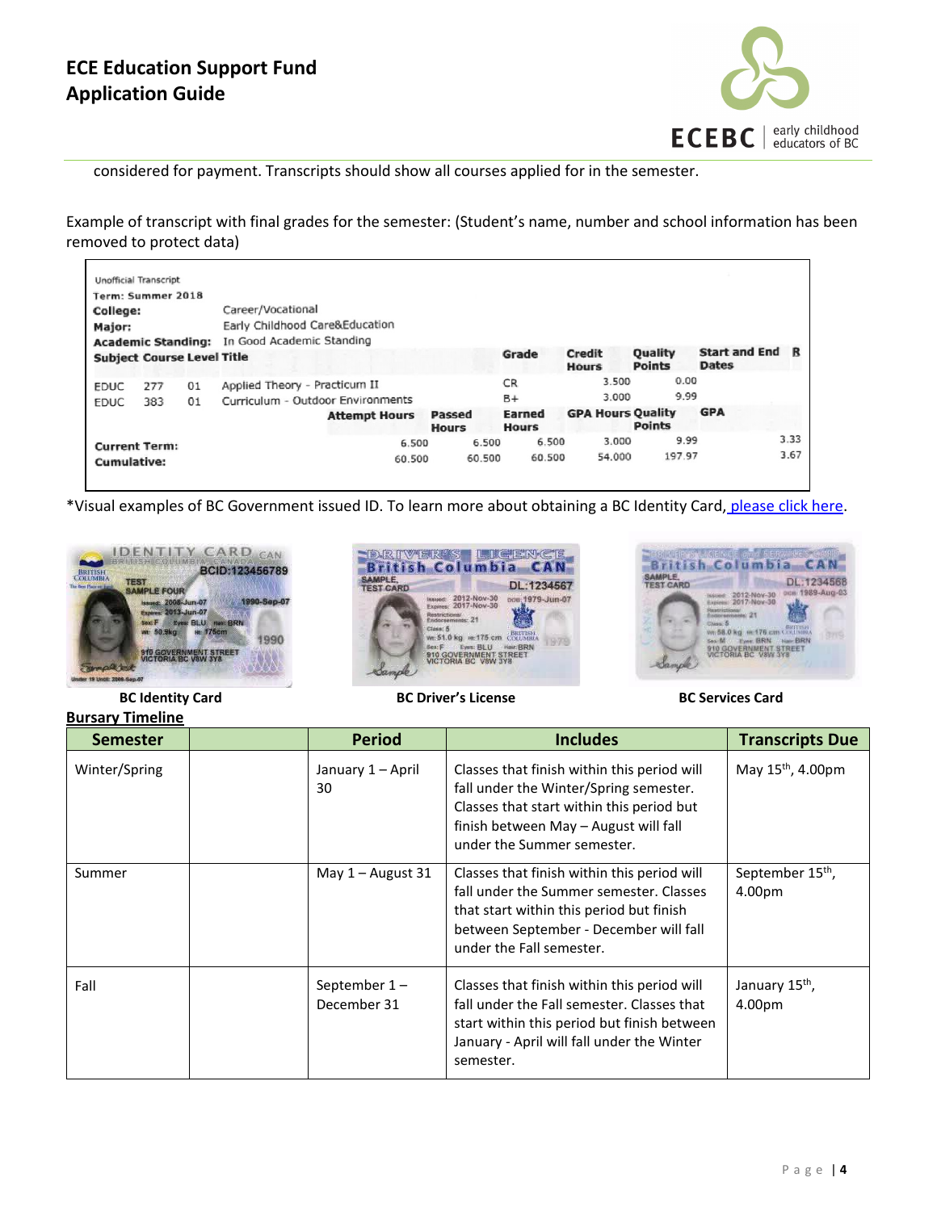considered for payment. Transcripts should show all courses applied for in the semester.

Example of transcript with final grades for the semester: (Student's name, number and school information has been removed to protect data)

Unofficial Transcript
Term: Summer 2018
College: Career/Vocational
Major: Early Childhood Care&Education
Academic Standing: In Good Academic Standing

| Subject | Course | Level | Title | Grade | Credit Hours | Quality Points | Start and End Dates | R |
|---|---|---|---|---|---|---|---|---|
| EDUC | 277 | 01 | Applied Theory - Practicum II | CR | 3.500 | 0.00 | | |
| EDUC | 383 | 01 | Curriculum - Outdoor Environments | B+ | 3.000 | 9.99 | | |

| | Attempt Hours | Passed Hours | Earned Hours | GPA Hours | Quality Points | GPA |
|---|---|---|---|---|---|---|
| Current Term: | 6.500 | 6.500 | 6.500 | 3.000 | 9.99 | 3.33 |
| Cumulative: | 60.500 | 60.500 | 60.500 | 54.000 | 197.97 | 3.67 |

*Visual examples of BC Government issued ID. To learn more about obtaining a BC Identity Card, please click here.

BC Identity Card

BC Driver's License

BC Services Card

**Bursary Timeline**

| Semester | | Period | Includes | Transcripts Due |
|---|---|---|---|---|
| Winter/Spring | | January 1 – April 30 | Classes that finish within this period will fall under the Winter/Spring semester. Classes that start within this period but finish between May – August will fall under the Summer semester. | May 15th, 4.00pm |
| Summer | | May 1 – August 31 | Classes that finish within this period will fall under the Summer semester. Classes that start within this period but finish between September - December will fall under the Fall semester. | September 15th, 4.00pm |
| Fall | | September 1 – December 31 | Classes that finish within this period will fall under the Fall semester. Classes that start within this period but finish between January - April will fall under the Winter semester. | January 15th, 4.00pm |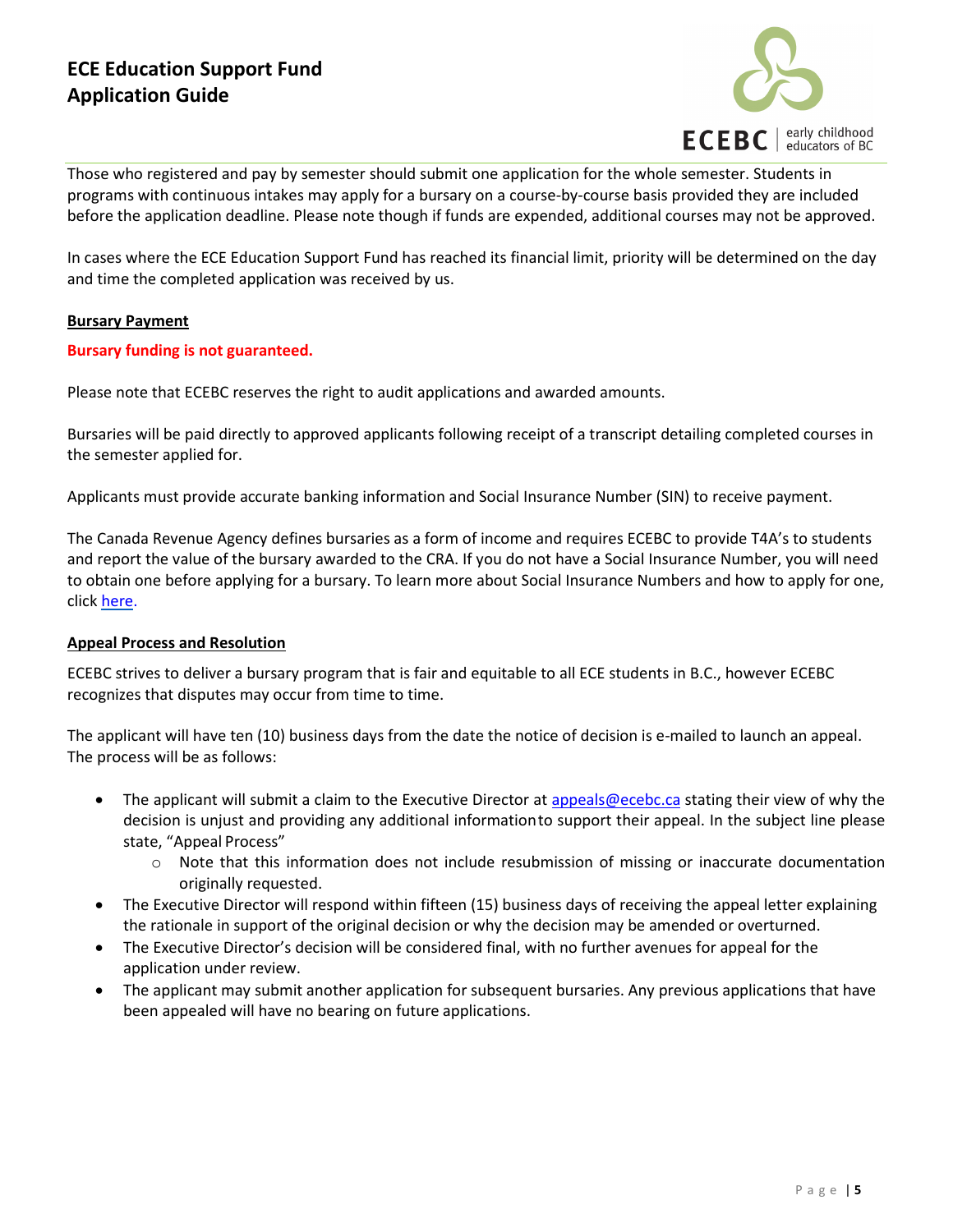Those who registered and pay by semester should submit one application for the whole semester. Students in programs with continuous intakes may apply for a bursary on a course-by-course basis provided they are included before the application deadline. Please note though if funds are expended, additional courses may not be approved.

In cases where the ECE Education Support Fund has reached its financial limit, priority will be determined on the day and time the completed application was received by us.

## Bursary Payment

**Bursary funding is not guaranteed.**

Please note that ECEBC reserves the right to audit applications and awarded amounts.

Bursaries will be paid directly to approved applicants following receipt of a transcript detailing completed courses in the semester applied for.

Applicants must provide accurate banking information and Social Insurance Number (SIN) to receive payment.

The Canada Revenue Agency defines bursaries as a form of income and requires ECEBC to provide T4A's to students and report the value of the bursary awarded to the CRA. If you do not have a Social Insurance Number, you will need to obtain one before applying for a bursary. To learn more about Social Insurance Numbers and how to apply for one, click here.

## Appeal Process and Resolution

ECEBC strives to deliver a bursary program that is fair and equitable to all ECE students in B.C., however ECEBC recognizes that disputes may occur from time to time.

The applicant will have ten (10) business days from the date the notice of decision is e-mailed to launch an appeal. The process will be as follows:

- The applicant will submit a claim to the Executive Director at appeals@ecebc.ca stating their view of why the decision is unjust and providing any additional information to support their appeal. In the subject line please state, "Appeal Process"
  - Note that this information does not include resubmission of missing or inaccurate documentation originally requested.
- The Executive Director will respond within fifteen (15) business days of receiving the appeal letter explaining the rationale in support of the original decision or why the decision may be amended or overturned.
- The Executive Director's decision will be considered final, with no further avenues for appeal for the application under review.
- The applicant may submit another application for subsequent bursaries. Any previous applications that have been appealed will have no bearing on future applications.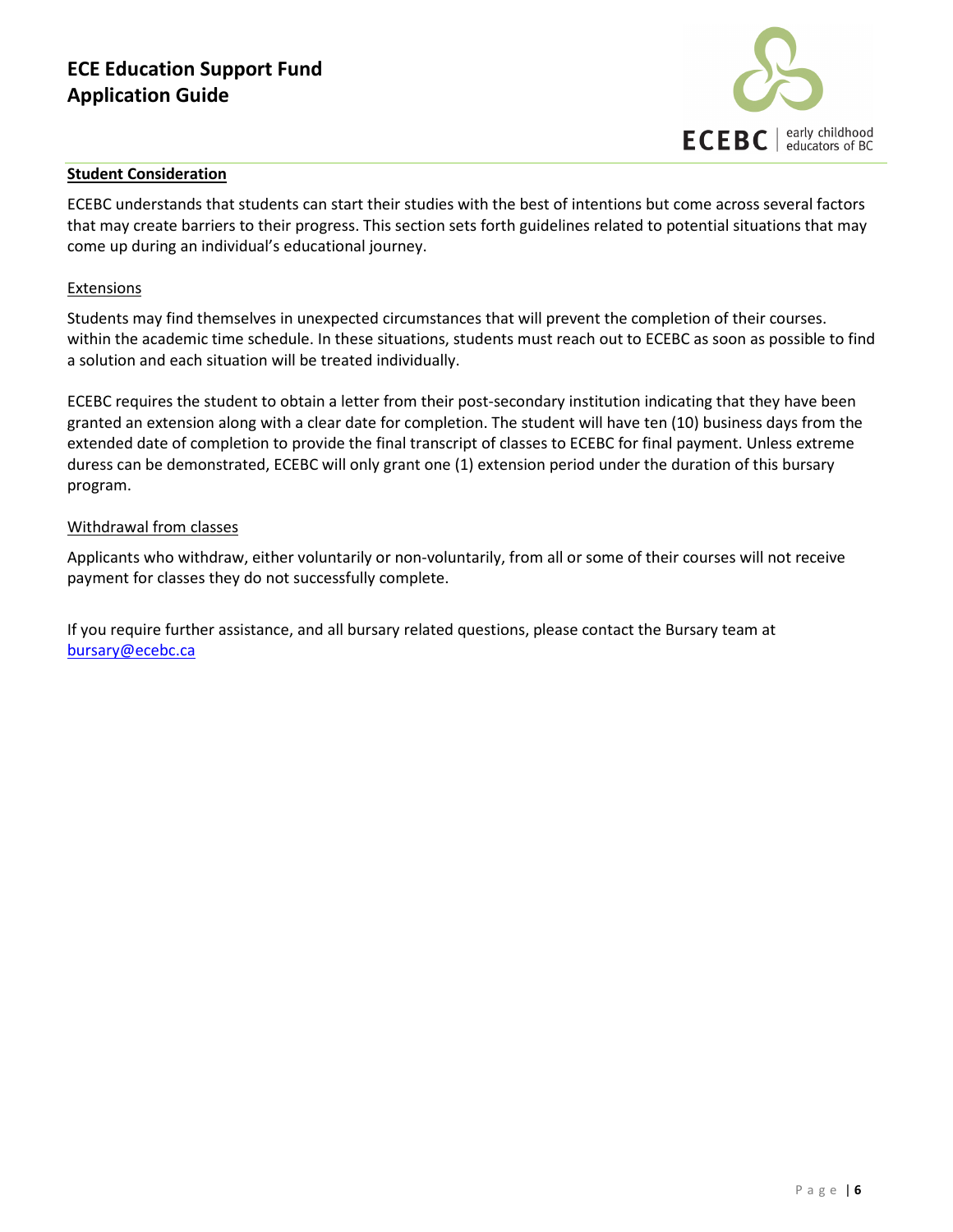**Student Consideration**

ECEBC understands that students can start their studies with the best of intentions but come across several factors that may create barriers to their progress. This section sets forth guidelines related to potential situations that may come up during an individual's educational journey.

Extensions

Students may find themselves in unexpected circumstances that will prevent the completion of their courses. within the academic time schedule. In these situations, students must reach out to ECEBC as soon as possible to find a solution and each situation will be treated individually.

ECEBC requires the student to obtain a letter from their post-secondary institution indicating that they have been granted an extension along with a clear date for completion. The student will have ten (10) business days from the extended date of completion to provide the final transcript of classes to ECEBC for final payment. Unless extreme duress can be demonstrated, ECEBC will only grant one (1) extension period under the duration of this bursary program.

Withdrawal from classes

Applicants who withdraw, either voluntarily or non-voluntarily, from all or some of their courses will not receive payment for classes they do not successfully complete.

If you require further assistance, and all bursary related questions, please contact the Bursary team at bursary@ecebc.ca